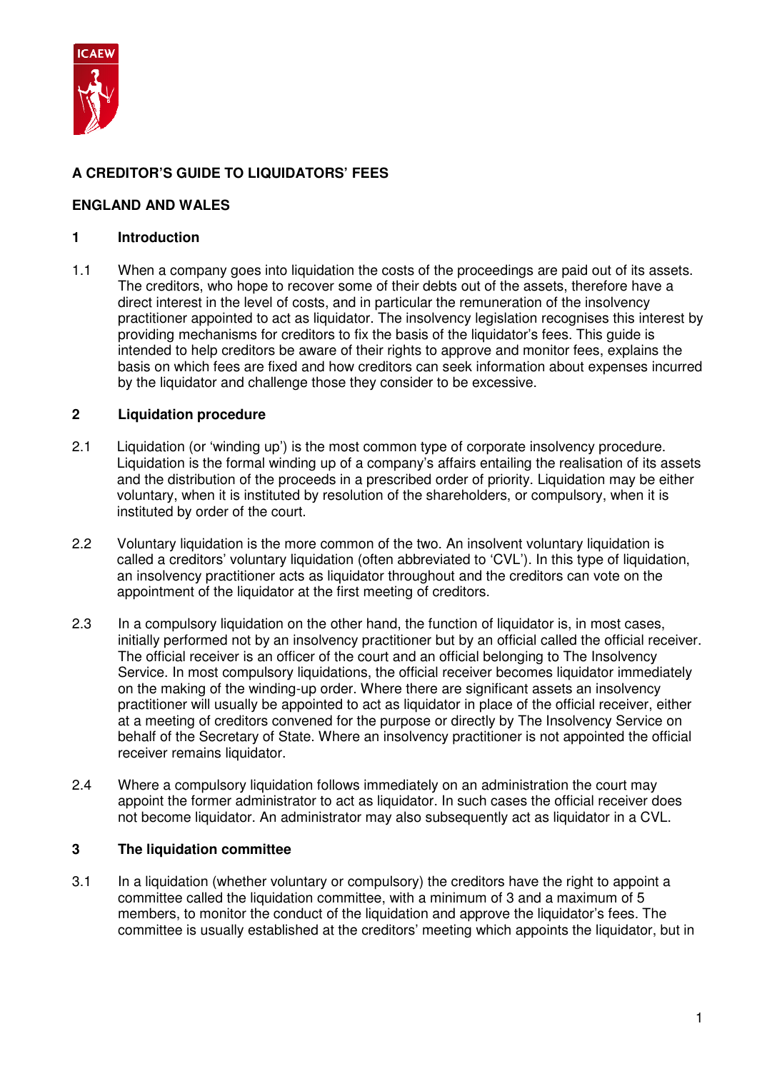# A CREDITOR'S GUIDE TO LIQUIDATORS' FEES

## ENGLAND AND WALES

### 1 Introduction

1.1 When a company goes into liquidation the costs of the proceedings are paid out of its assets. The creditors, who hope to recover some of their debts out of the assets, therefore have a direct interest in the level of costs, and in particular the remuneration of the insolvency practitioner appointed to act as liquidator. The insolvency legislation recognises this interest by providing mechanisms for creditors to fix the basis of the liquidator's fees. This guide is intended to help creditors be aware of their rights to approve and monitor fees, explains the basis on which fees are fixed and how creditors can seek information about expenses incurred by the liquidator and challenge those they consider to be excessive.

### 2 Liquidation procedure

2.1 Liquidation (or 'winding up') is the most common type of corporate insolvency procedure. Liquidation is the formal winding up of a company's affairs entailing the realisation of its assets and the distribution of the proceeds in a prescribed order of priority. Liquidation may be either voluntary, when it is instituted by resolution of the shareholders, or compulsory, when it is instituted by order of the court.

2.2 Voluntary liquidation is the more common of the two. An insolvent voluntary liquidation is called a creditors' voluntary liquidation (often abbreviated to 'CVL'). In this type of liquidation, an insolvency practitioner acts as liquidator throughout and the creditors can vote on the appointment of the liquidator at the first meeting of creditors.

2.3 In a compulsory liquidation on the other hand, the function of liquidator is, in most cases, initially performed not by an insolvency practitioner but by an official called the official receiver. The official receiver is an officer of the court and an official belonging to The Insolvency Service. In most compulsory liquidations, the official receiver becomes liquidator immediately on the making of the winding-up order. Where there are significant assets an insolvency practitioner will usually be appointed to act as liquidator in place of the official receiver, either at a meeting of creditors convened for the purpose or directly by The Insolvency Service on behalf of the Secretary of State. Where an insolvency practitioner is not appointed the official receiver remains liquidator.

2.4 Where a compulsory liquidation follows immediately on an administration the court may appoint the former administrator to act as liquidator. In such cases the official receiver does not become liquidator. An administrator may also subsequently act as liquidator in a CVL.

### 3 The liquidation committee

3.1 In a liquidation (whether voluntary or compulsory) the creditors have the right to appoint a committee called the liquidation committee, with a minimum of 3 and a maximum of 5 members, to monitor the conduct of the liquidation and approve the liquidator's fees. The committee is usually established at the creditors' meeting which appoints the liquidator, but in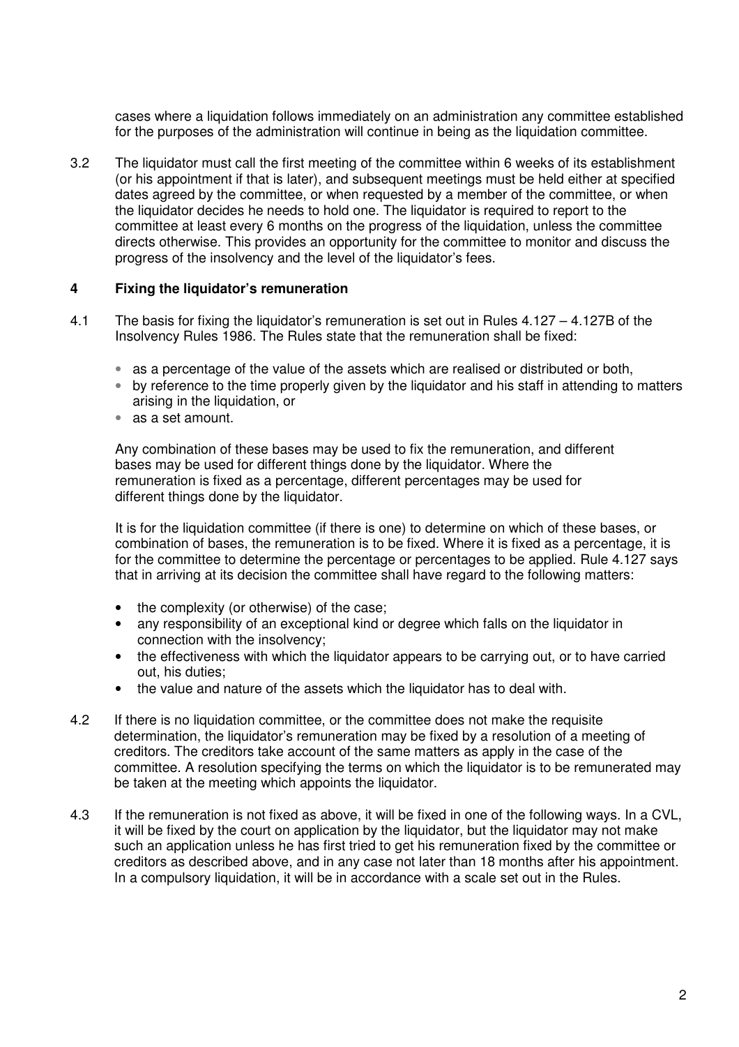cases where a liquidation follows immediately on an administration any committee established for the purposes of the administration will continue in being as the liquidation committee.

3.2 The liquidator must call the first meeting of the committee within 6 weeks of its establishment (or his appointment if that is later), and subsequent meetings must be held either at specified dates agreed by the committee, or when requested by a member of the committee, or when the liquidator decides he needs to hold one. The liquidator is required to report to the committee at least every 6 months on the progress of the liquidation, unless the committee directs otherwise. This provides an opportunity for the committee to monitor and discuss the progress of the insolvency and the level of the liquidator's fees.

## 4 Fixing the liquidator's remuneration

4.1 The basis for fixing the liquidator's remuneration is set out in Rules 4.127 – 4.127B of the Insolvency Rules 1986. The Rules state that the remuneration shall be fixed:

- as a percentage of the value of the assets which are realised or distributed or both,
- by reference to the time properly given by the liquidator and his staff in attending to matters arising in the liquidation, or
- as a set amount.

Any combination of these bases may be used to fix the remuneration, and different bases may be used for different things done by the liquidator. Where the remuneration is fixed as a percentage, different percentages may be used for different things done by the liquidator.

It is for the liquidation committee (if there is one) to determine on which of these bases, or combination of bases, the remuneration is to be fixed. Where it is fixed as a percentage, it is for the committee to determine the percentage or percentages to be applied. Rule 4.127 says that in arriving at its decision the committee shall have regard to the following matters:

- the complexity (or otherwise) of the case;
- any responsibility of an exceptional kind or degree which falls on the liquidator in connection with the insolvency;
- the effectiveness with which the liquidator appears to be carrying out, or to have carried out, his duties;
- the value and nature of the assets which the liquidator has to deal with.

4.2 If there is no liquidation committee, or the committee does not make the requisite determination, the liquidator's remuneration may be fixed by a resolution of a meeting of creditors. The creditors take account of the same matters as apply in the case of the committee. A resolution specifying the terms on which the liquidator is to be remunerated may be taken at the meeting which appoints the liquidator.

4.3 If the remuneration is not fixed as above, it will be fixed in one of the following ways. In a CVL, it will be fixed by the court on application by the liquidator, but the liquidator may not make such an application unless he has first tried to get his remuneration fixed by the committee or creditors as described above, and in any case not later than 18 months after his appointment. In a compulsory liquidation, it will be in accordance with a scale set out in the Rules.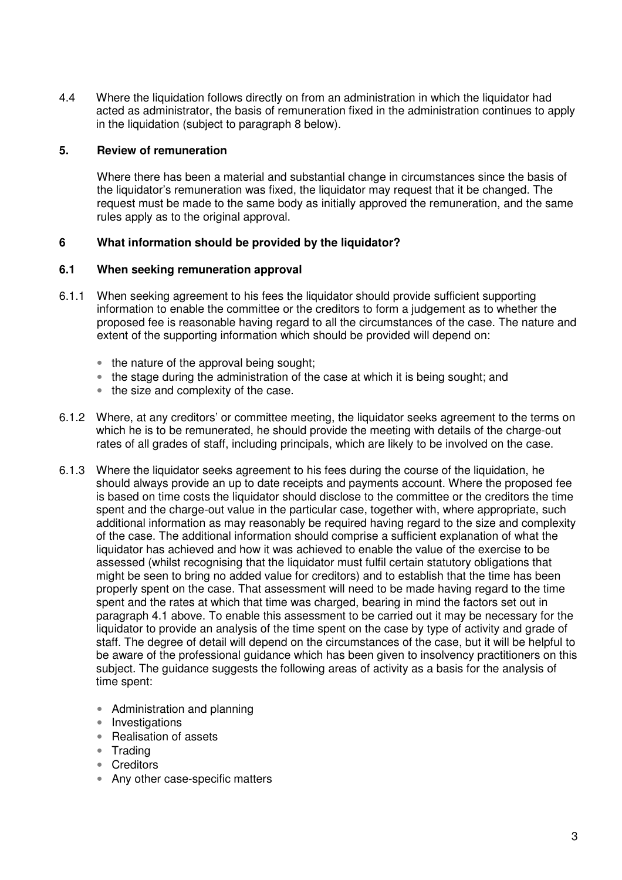4.4 Where the liquidation follows directly on from an administration in which the liquidator had acted as administrator, the basis of remuneration fixed in the administration continues to apply in the liquidation (subject to paragraph 8 below).

## 5. Review of remuneration

Where there has been a material and substantial change in circumstances since the basis of the liquidator's remuneration was fixed, the liquidator may request that it be changed. The request must be made to the same body as initially approved the remuneration, and the same rules apply as to the original approval.

## 6 What information should be provided by the liquidator?

### 6.1 When seeking remuneration approval

6.1.1 When seeking agreement to his fees the liquidator should provide sufficient supporting information to enable the committee or the creditors to form a judgement as to whether the proposed fee is reasonable having regard to all the circumstances of the case. The nature and extent of the supporting information which should be provided will depend on:

- the nature of the approval being sought;
- the stage during the administration of the case at which it is being sought; and
- the size and complexity of the case.

6.1.2 Where, at any creditors' or committee meeting, the liquidator seeks agreement to the terms on which he is to be remunerated, he should provide the meeting with details of the charge-out rates of all grades of staff, including principals, which are likely to be involved on the case.

6.1.3 Where the liquidator seeks agreement to his fees during the course of the liquidation, he should always provide an up to date receipts and payments account. Where the proposed fee is based on time costs the liquidator should disclose to the committee or the creditors the time spent and the charge-out value in the particular case, together with, where appropriate, such additional information as may reasonably be required having regard to the size and complexity of the case. The additional information should comprise a sufficient explanation of what the liquidator has achieved and how it was achieved to enable the value of the exercise to be assessed (whilst recognising that the liquidator must fulfil certain statutory obligations that might be seen to bring no added value for creditors) and to establish that the time has been properly spent on the case. That assessment will need to be made having regard to the time spent and the rates at which that time was charged, bearing in mind the factors set out in paragraph 4.1 above. To enable this assessment to be carried out it may be necessary for the liquidator to provide an analysis of the time spent on the case by type of activity and grade of staff. The degree of detail will depend on the circumstances of the case, but it will be helpful to be aware of the professional guidance which has been given to insolvency practitioners on this subject. The guidance suggests the following areas of activity as a basis for the analysis of time spent:

- Administration and planning
- Investigations
- Realisation of assets
- Trading
- Creditors
- Any other case-specific matters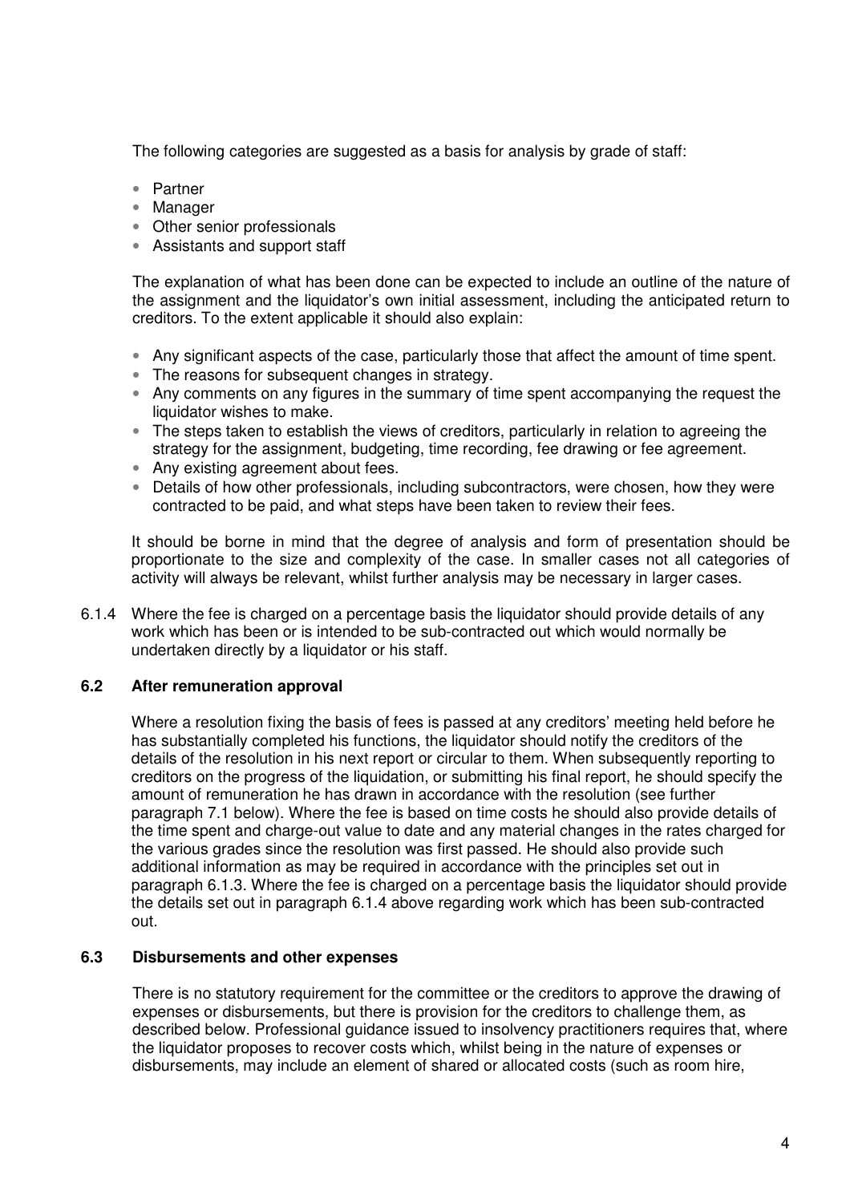The following categories are suggested as a basis for analysis by grade of staff:

- Partner
- Manager
- Other senior professionals
- Assistants and support staff

The explanation of what has been done can be expected to include an outline of the nature of the assignment and the liquidator's own initial assessment, including the anticipated return to creditors. To the extent applicable it should also explain:

- Any significant aspects of the case, particularly those that affect the amount of time spent.
- The reasons for subsequent changes in strategy.
- Any comments on any figures in the summary of time spent accompanying the request the liquidator wishes to make.
- The steps taken to establish the views of creditors, particularly in relation to agreeing the strategy for the assignment, budgeting, time recording, fee drawing or fee agreement.
- Any existing agreement about fees.
- Details of how other professionals, including subcontractors, were chosen, how they were contracted to be paid, and what steps have been taken to review their fees.

It should be borne in mind that the degree of analysis and form of presentation should be proportionate to the size and complexity of the case. In smaller cases not all categories of activity will always be relevant, whilst further analysis may be necessary in larger cases.

6.1.4 Where the fee is charged on a percentage basis the liquidator should provide details of any work which has been or is intended to be sub-contracted out which would normally be undertaken directly by a liquidator or his staff.

### 6.2 After remuneration approval

Where a resolution fixing the basis of fees is passed at any creditors' meeting held before he has substantially completed his functions, the liquidator should notify the creditors of the details of the resolution in his next report or circular to them. When subsequently reporting to creditors on the progress of the liquidation, or submitting his final report, he should specify the amount of remuneration he has drawn in accordance with the resolution (see further paragraph 7.1 below). Where the fee is based on time costs he should also provide details of the time spent and charge-out value to date and any material changes in the rates charged for the various grades since the resolution was first passed. He should also provide such additional information as may be required in accordance with the principles set out in paragraph 6.1.3. Where the fee is charged on a percentage basis the liquidator should provide the details set out in paragraph 6.1.4 above regarding work which has been sub-contracted out.

### 6.3 Disbursements and other expenses

There is no statutory requirement for the committee or the creditors to approve the drawing of expenses or disbursements, but there is provision for the creditors to challenge them, as described below. Professional guidance issued to insolvency practitioners requires that, where the liquidator proposes to recover costs which, whilst being in the nature of expenses or disbursements, may include an element of shared or allocated costs (such as room hire,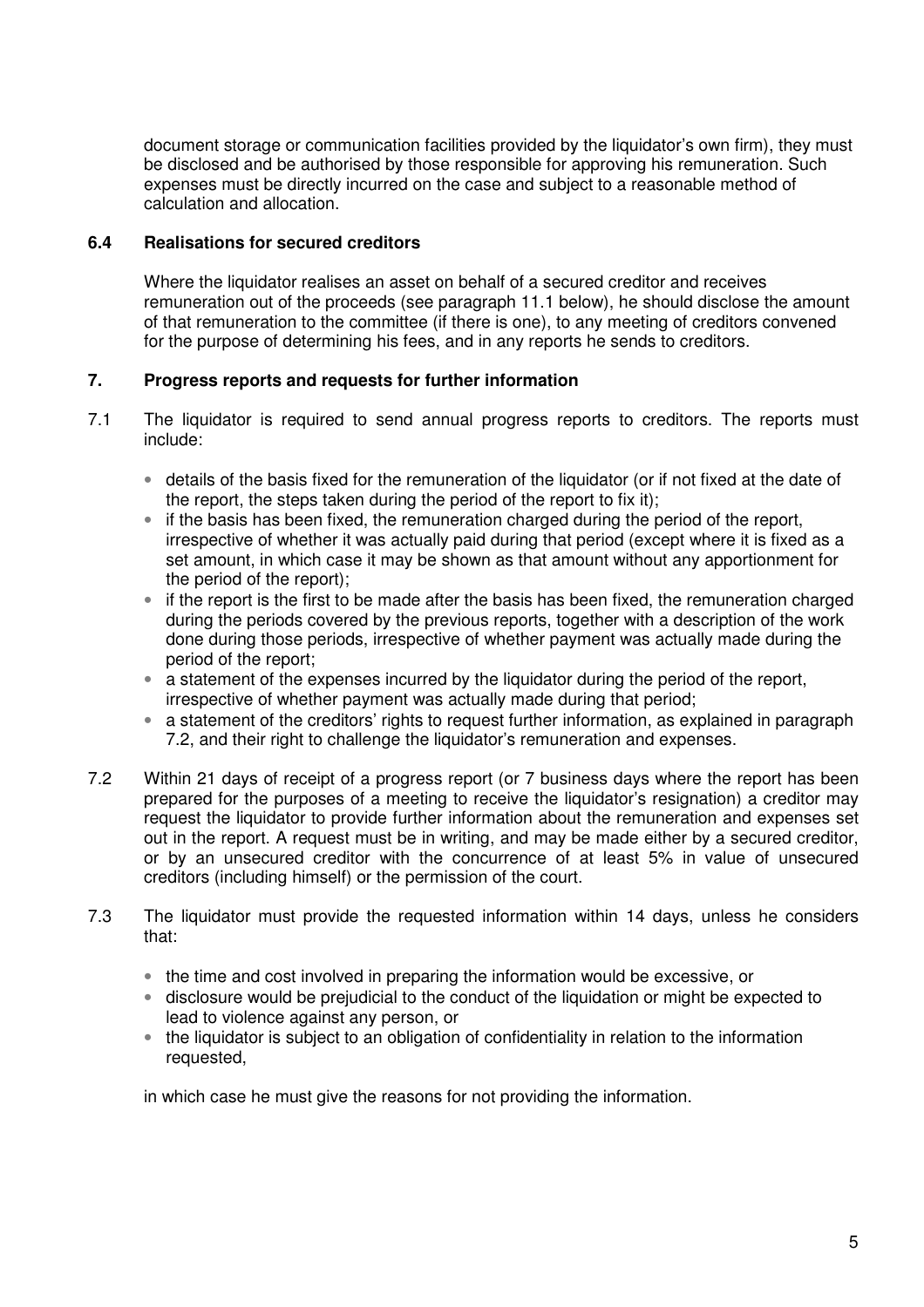document storage or communication facilities provided by the liquidator's own firm), they must be disclosed and be authorised by those responsible for approving his remuneration. Such expenses must be directly incurred on the case and subject to a reasonable method of calculation and allocation.

### 6.4 Realisations for secured creditors

Where the liquidator realises an asset on behalf of a secured creditor and receives remuneration out of the proceeds (see paragraph 11.1 below), he should disclose the amount of that remuneration to the committee (if there is one), to any meeting of creditors convened for the purpose of determining his fees, and in any reports he sends to creditors.

## 7. Progress reports and requests for further information

7.1 The liquidator is required to send annual progress reports to creditors. The reports must include:

- details of the basis fixed for the remuneration of the liquidator (or if not fixed at the date of the report, the steps taken during the period of the report to fix it);
- if the basis has been fixed, the remuneration charged during the period of the report, irrespective of whether it was actually paid during that period (except where it is fixed as a set amount, in which case it may be shown as that amount without any apportionment for the period of the report);
- if the report is the first to be made after the basis has been fixed, the remuneration charged during the periods covered by the previous reports, together with a description of the work done during those periods, irrespective of whether payment was actually made during the period of the report;
- a statement of the expenses incurred by the liquidator during the period of the report, irrespective of whether payment was actually made during that period;
- a statement of the creditors' rights to request further information, as explained in paragraph 7.2, and their right to challenge the liquidator's remuneration and expenses.

7.2 Within 21 days of receipt of a progress report (or 7 business days where the report has been prepared for the purposes of a meeting to receive the liquidator's resignation) a creditor may request the liquidator to provide further information about the remuneration and expenses set out in the report. A request must be in writing, and may be made either by a secured creditor, or by an unsecured creditor with the concurrence of at least 5% in value of unsecured creditors (including himself) or the permission of the court.

7.3 The liquidator must provide the requested information within 14 days, unless he considers that:

- the time and cost involved in preparing the information would be excessive, or
- disclosure would be prejudicial to the conduct of the liquidation or might be expected to lead to violence against any person, or
- the liquidator is subject to an obligation of confidentiality in relation to the information requested,

in which case he must give the reasons for not providing the information.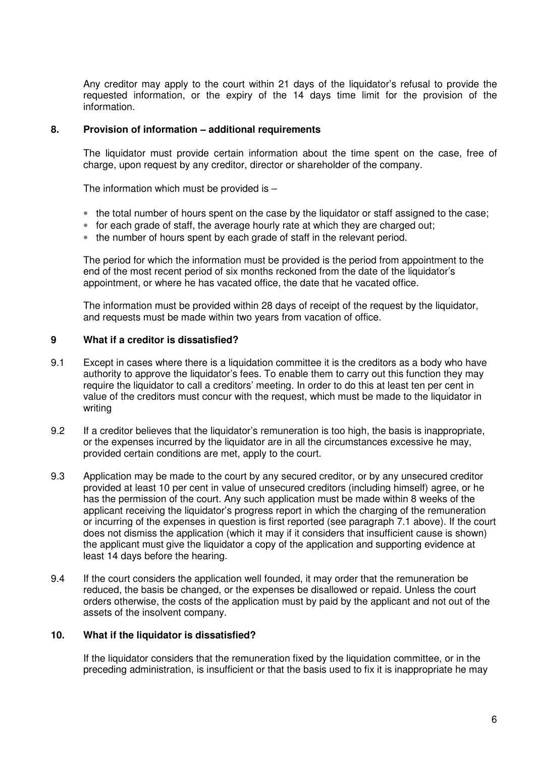Any creditor may apply to the court within 21 days of the liquidator's refusal to provide the requested information, or the expiry of the 14 days time limit for the provision of the information.

## 8. Provision of information – additional requirements

The liquidator must provide certain information about the time spent on the case, free of charge, upon request by any creditor, director or shareholder of the company.

The information which must be provided is –

- the total number of hours spent on the case by the liquidator or staff assigned to the case;
- for each grade of staff, the average hourly rate at which they are charged out;
- the number of hours spent by each grade of staff in the relevant period.

The period for which the information must be provided is the period from appointment to the end of the most recent period of six months reckoned from the date of the liquidator's appointment, or where he has vacated office, the date that he vacated office.

The information must be provided within 28 days of receipt of the request by the liquidator, and requests must be made within two years from vacation of office.

## 9 What if a creditor is dissatisfied?

9.1 Except in cases where there is a liquidation committee it is the creditors as a body who have authority to approve the liquidator's fees. To enable them to carry out this function they may require the liquidator to call a creditors' meeting. In order to do this at least ten per cent in value of the creditors must concur with the request, which must be made to the liquidator in writing

9.2 If a creditor believes that the liquidator's remuneration is too high, the basis is inappropriate, or the expenses incurred by the liquidator are in all the circumstances excessive he may, provided certain conditions are met, apply to the court.

9.3 Application may be made to the court by any secured creditor, or by any unsecured creditor provided at least 10 per cent in value of unsecured creditors (including himself) agree, or he has the permission of the court. Any such application must be made within 8 weeks of the applicant receiving the liquidator's progress report in which the charging of the remuneration or incurring of the expenses in question is first reported (see paragraph 7.1 above). If the court does not dismiss the application (which it may if it considers that insufficient cause is shown) the applicant must give the liquidator a copy of the application and supporting evidence at least 14 days before the hearing.

9.4 If the court considers the application well founded, it may order that the remuneration be reduced, the basis be changed, or the expenses be disallowed or repaid. Unless the court orders otherwise, the costs of the application must by paid by the applicant and not out of the assets of the insolvent company.

## 10. What if the liquidator is dissatisfied?

If the liquidator considers that the remuneration fixed by the liquidation committee, or in the preceding administration, is insufficient or that the basis used to fix it is inappropriate he may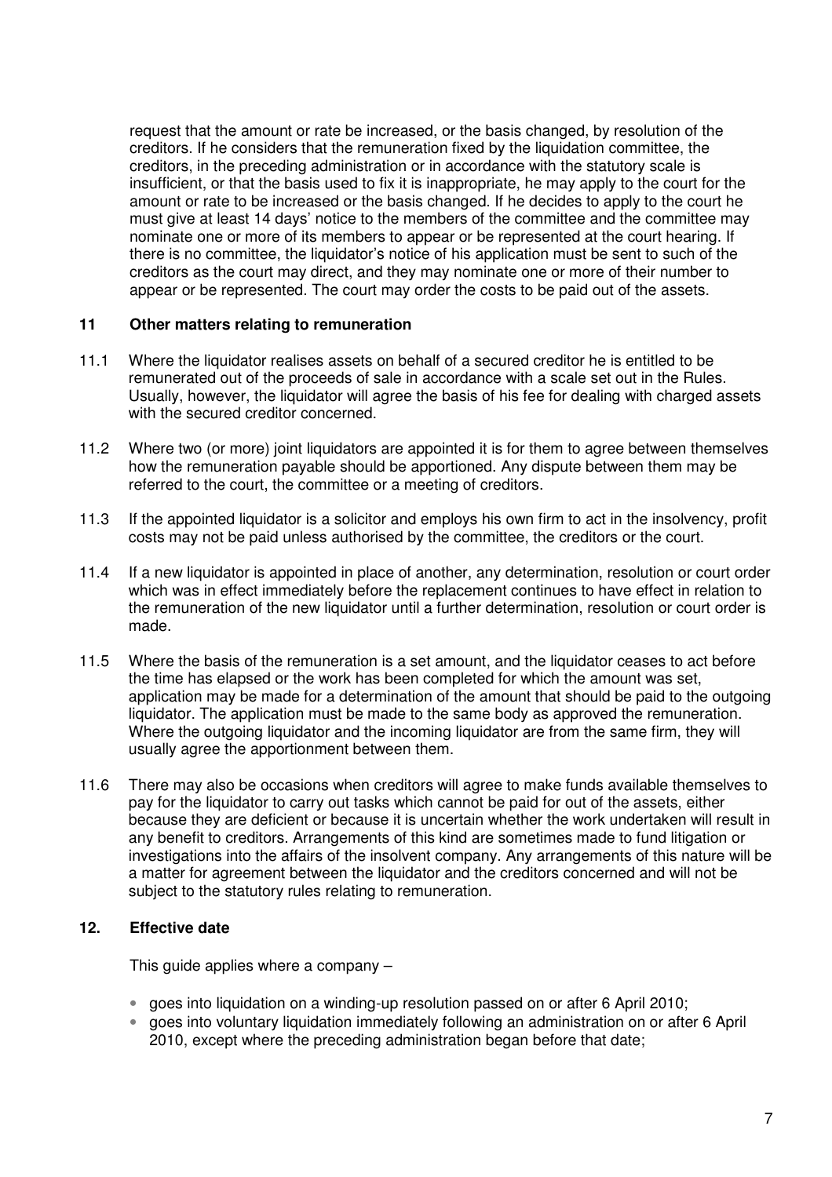request that the amount or rate be increased, or the basis changed, by resolution of the creditors. If he considers that the remuneration fixed by the liquidation committee, the creditors, in the preceding administration or in accordance with the statutory scale is insufficient, or that the basis used to fix it is inappropriate, he may apply to the court for the amount or rate to be increased or the basis changed. If he decides to apply to the court he must give at least 14 days' notice to the members of the committee and the committee may nominate one or more of its members to appear or be represented at the court hearing. If there is no committee, the liquidator's notice of his application must be sent to such of the creditors as the court may direct, and they may nominate one or more of their number to appear or be represented. The court may order the costs to be paid out of the assets.

## 11 Other matters relating to remuneration

11.1 Where the liquidator realises assets on behalf of a secured creditor he is entitled to be remunerated out of the proceeds of sale in accordance with a scale set out in the Rules. Usually, however, the liquidator will agree the basis of his fee for dealing with charged assets with the secured creditor concerned.

11.2 Where two (or more) joint liquidators are appointed it is for them to agree between themselves how the remuneration payable should be apportioned. Any dispute between them may be referred to the court, the committee or a meeting of creditors.

11.3 If the appointed liquidator is a solicitor and employs his own firm to act in the insolvency, profit costs may not be paid unless authorised by the committee, the creditors or the court.

11.4 If a new liquidator is appointed in place of another, any determination, resolution or court order which was in effect immediately before the replacement continues to have effect in relation to the remuneration of the new liquidator until a further determination, resolution or court order is made.

11.5 Where the basis of the remuneration is a set amount, and the liquidator ceases to act before the time has elapsed or the work has been completed for which the amount was set, application may be made for a determination of the amount that should be paid to the outgoing liquidator. The application must be made to the same body as approved the remuneration. Where the outgoing liquidator and the incoming liquidator are from the same firm, they will usually agree the apportionment between them.

11.6 There may also be occasions when creditors will agree to make funds available themselves to pay for the liquidator to carry out tasks which cannot be paid for out of the assets, either because they are deficient or because it is uncertain whether the work undertaken will result in any benefit to creditors. Arrangements of this kind are sometimes made to fund litigation or investigations into the affairs of the insolvent company. Any arrangements of this nature will be a matter for agreement between the liquidator and the creditors concerned and will not be subject to the statutory rules relating to remuneration.

## 12. Effective date

This guide applies where a company –

- goes into liquidation on a winding-up resolution passed on or after 6 April 2010;
- goes into voluntary liquidation immediately following an administration on or after 6 April 2010, except where the preceding administration began before that date;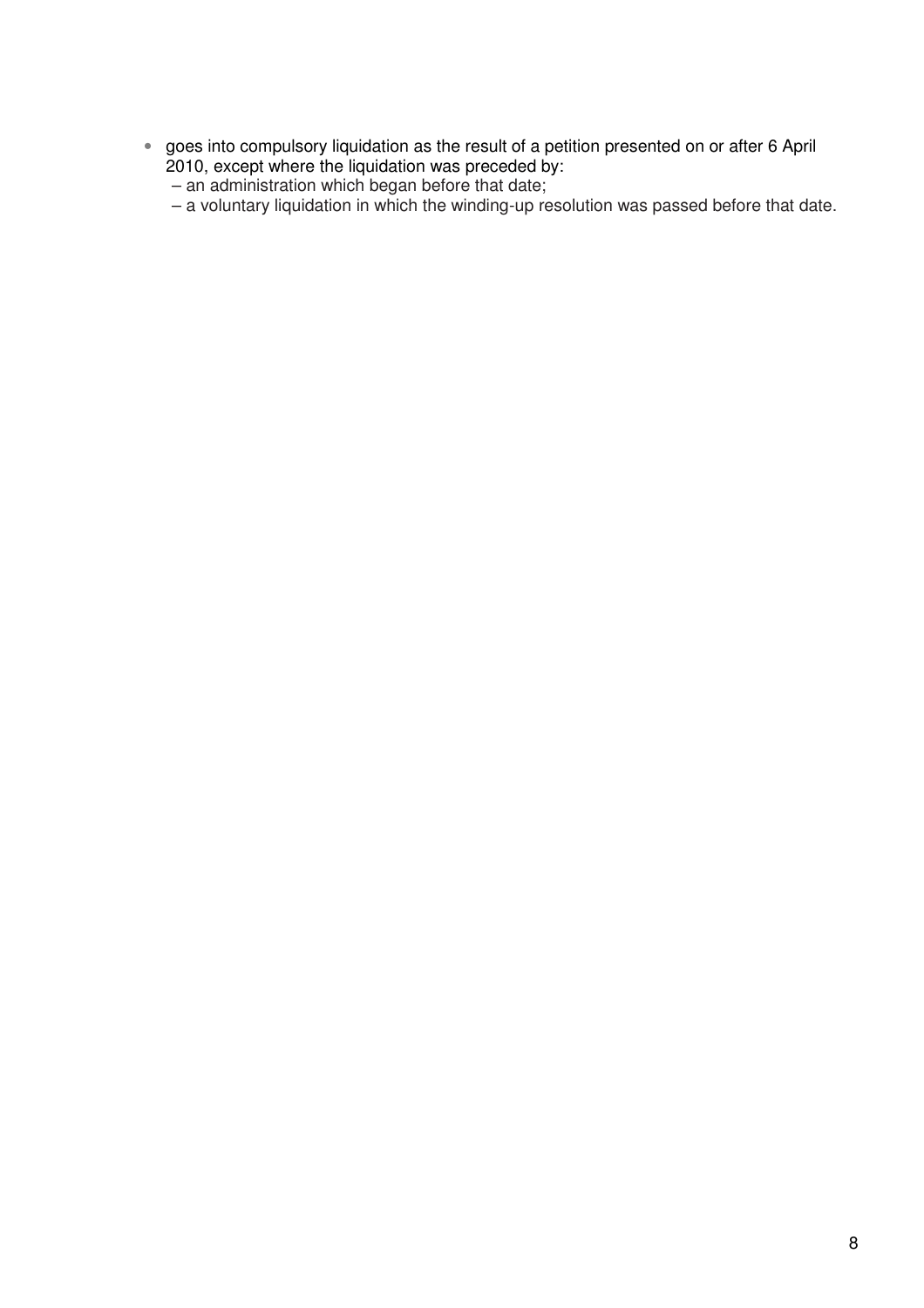- goes into compulsory liquidation as the result of a petition presented on or after 6 April 2010, except where the liquidation was preceded by:
  – an administration which began before that date;
  – a voluntary liquidation in which the winding-up resolution was passed before that date.